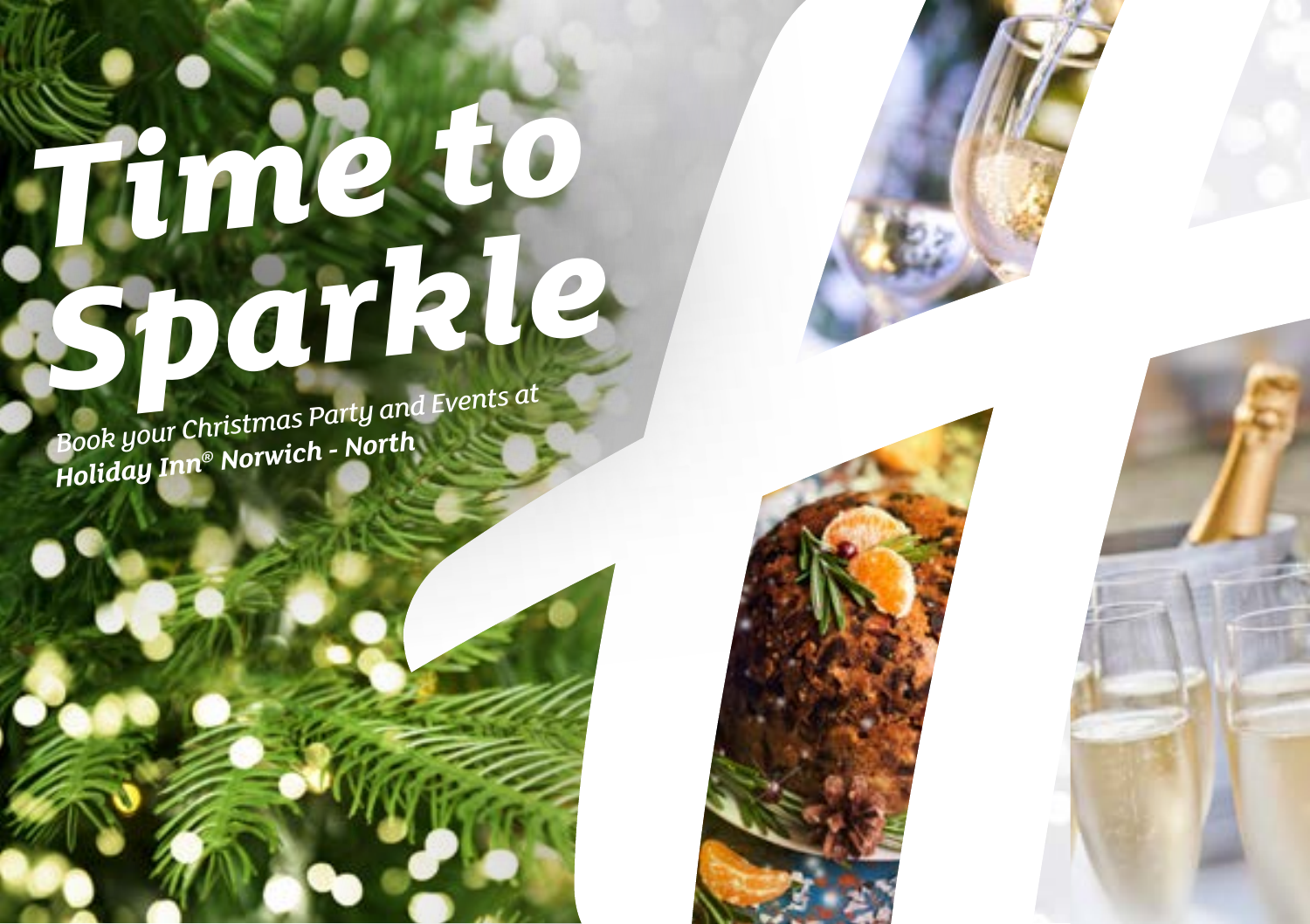# Time to Sparkle

*Book your Christmas Party and Events at*
***Holiday Inn® Norwich - North***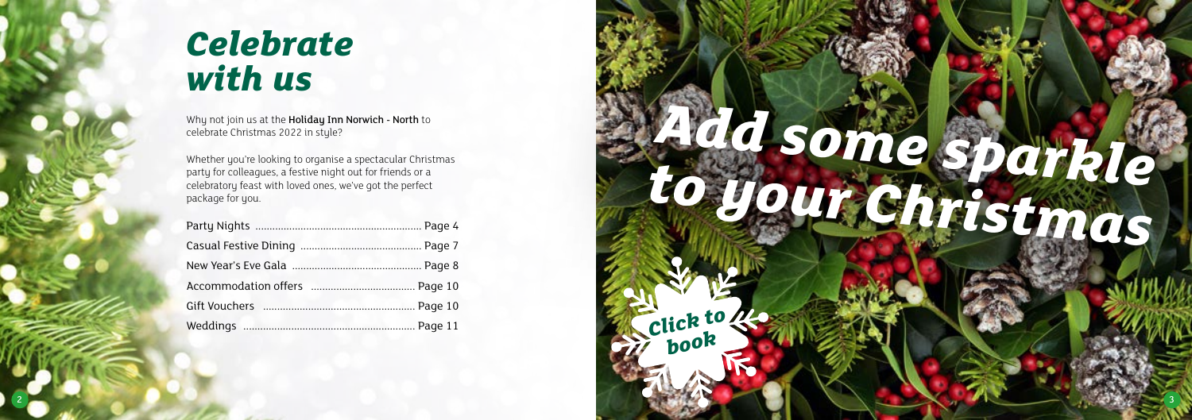# *Celebrate with us*

Why not join us at the **Holiday Inn Norwich - North** to celebrate Christmas 2022 in style?

Whether you're looking to organise a spectacular Christmas party for colleagues, a festive night out for friends or a celebratory feast with loved ones, we've got the perfect package for you.

| | |
|---|---|
| Party Nights | Page 4 |
| Casual Festive Dining | Page 7 |
| New Year's Eve Gala | Page 8 |
| Accommodation offers | Page 10 |
| Gift Vouchers | Page 10 |
| Weddings | Page 11 |

# *Add some sparkle to your Christmas*

*Click to book*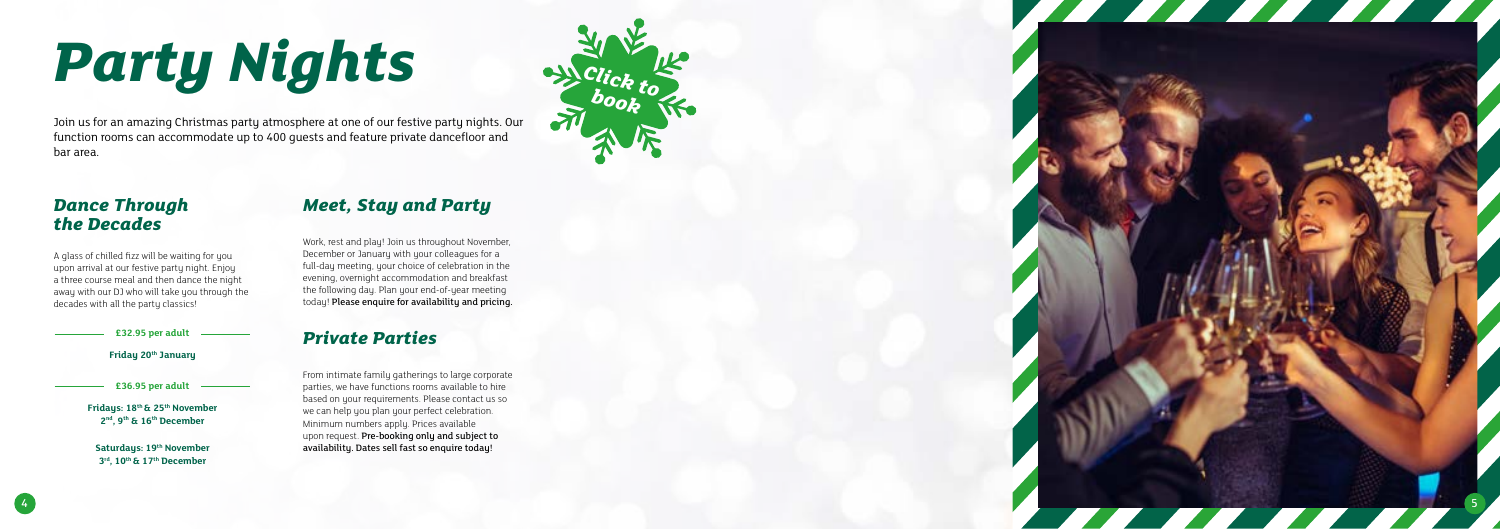# Party Nights

Click to book

Join us for an amazing Christmas party atmosphere at one of our festive party nights. Our function rooms can accommodate up to 400 guests and feature private dancefloor and bar area.

## Dance Through the Decades

A glass of chilled fizz will be waiting for you upon arrival at our festive party night. Enjoy a three course meal and then dance the night away with our DJ who will take you through the decades with all the party classics!

**£32.95 per adult**

**Friday 20th January**

**£36.95 per adult**

**Fridays: 18th & 25th November**
**2nd, 9th & 16th December**

**Saturdays: 19th November**
**3rd, 10th & 17th December**

## Meet, Stay and Party

Work, rest and play! Join us throughout November, December or January with your colleagues for a full-day meeting, your choice of celebration in the evening, overnight accommodation and breakfast the following day. Plan your end-of-year meeting today! Please enquire for availability and pricing.

## Private Parties

From intimate family gatherings to large corporate parties, we have functions rooms available to hire based on your requirements. Please contact us so we can help you plan your perfect celebration. Minimum numbers apply. Prices available upon request. Pre-booking only and subject to availability. Dates sell fast so enquire today!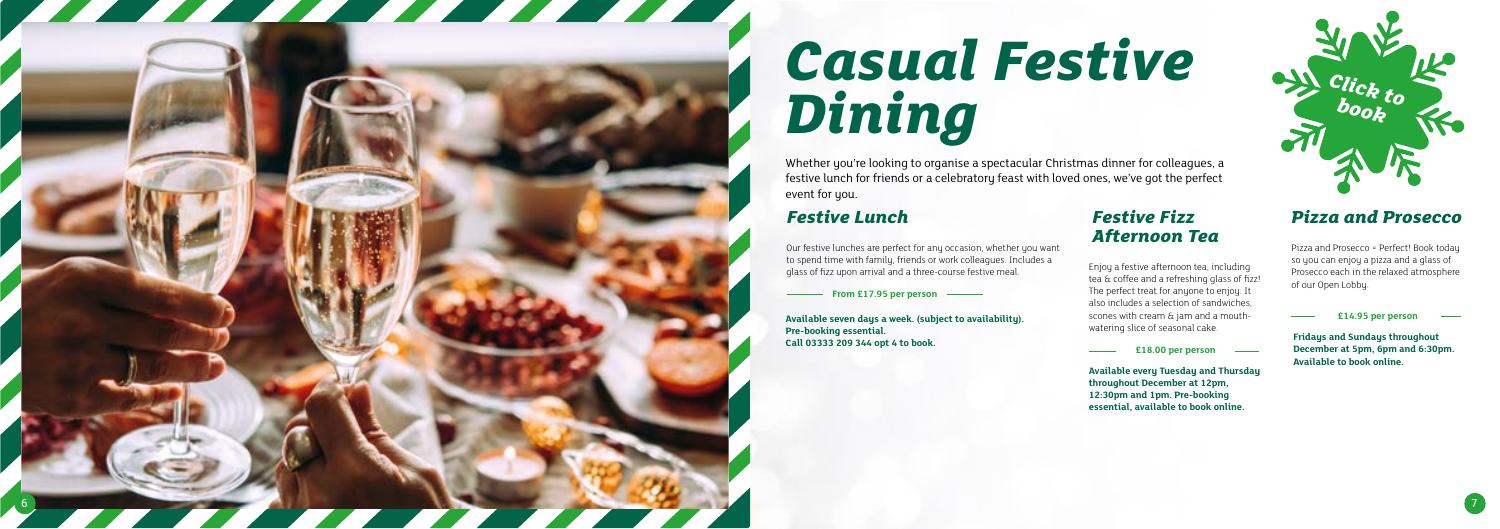# Casual Festive Dining

Whether you're looking to organise a spectacular Christmas dinner for colleagues, a festive lunch for friends or a celebratory feast with loved ones, we've got the perfect event for you.

Click to book

## Festive Lunch

Our festive lunches are perfect for any occasion, whether you want to spend time with family, friends or work colleagues. Includes a glass of fizz upon arrival and a three-course festive meal.

**From £17.95 per person**

**Available seven days a week. (subject to availability). Pre-booking essential. Call 03333 209 344 opt 4 to book.**

## Festive Fizz Afternoon Tea

Enjoy a festive afternoon tea, including tea & coffee and a refreshing glass of fizz! The perfect treat for anyone to enjoy. It also includes a selection of sandwiches, scones with cream & jam and a mouth-watering slice of seasonal cake.

**£18.00 per person**

**Available every Tuesday and Thursday throughout December at 12pm, 12:30pm and 1pm. Pre-booking essential, available to book online.**

## Pizza and Prosecco

Pizza and Prosecco = Perfect! Book today so you can enjoy a pizza and a glass of Prosecco each in the relaxed atmosphere of our Open Lobby.

**£14.95 per person**

**Fridays and Sundays throughout December at 5pm, 6pm and 6:30pm. Available to book online.**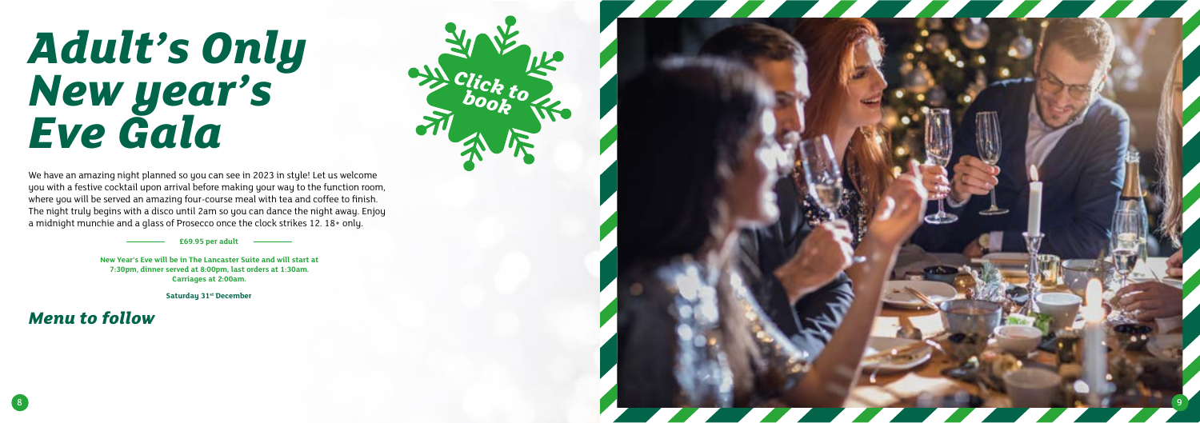# *Adult's Only New year's Eve Gala*

*Click to book*

We have an amazing night planned so you can see in 2023 in style! Let us welcome you with a festive cocktail upon arrival before making your way to the function room, where you will be served an amazing four-course meal with tea and coffee to finish. The night truly begins with a disco until 2am so you can dance the night away. Enjoy a midnight munchie and a glass of Prosecco once the clock strikes 12. 18+ only.

**£69.95 per adult**

**New Year's Eve will be in The Lancaster Suite and will start at 7:30pm, dinner served at 8:00pm, last orders at 1:30am. Carriages at 2:00am.**

**Saturday 31st December**

## *Menu to follow*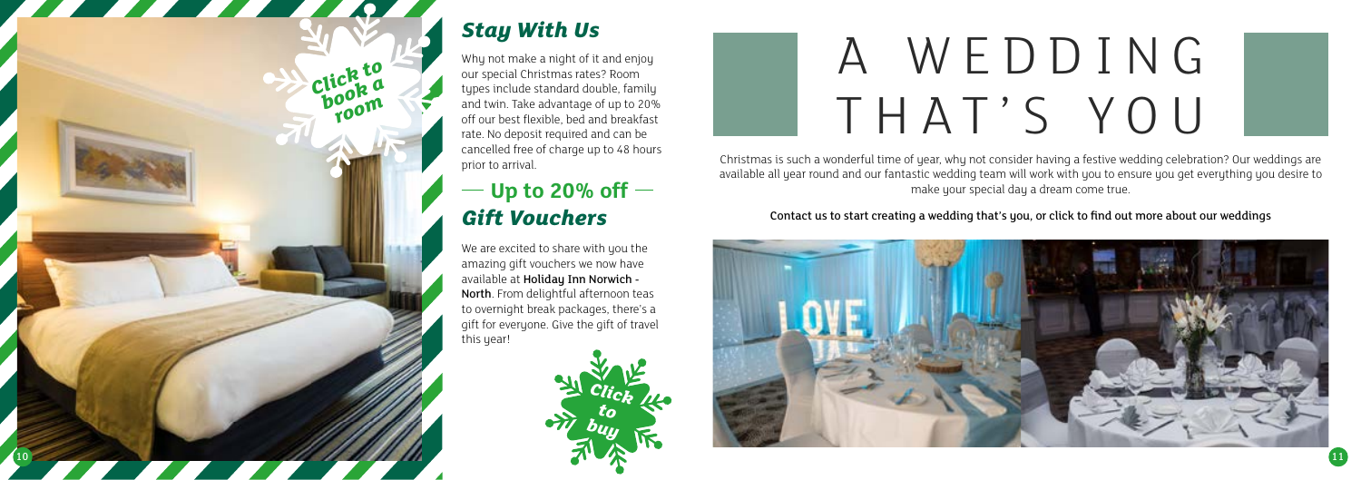Click to book a room

## Stay With Us

Why not make a night of it and enjoy our special Christmas rates? Room types include standard double, family and twin. Take advantage of up to 20% off our best flexible, bed and breakfast rate. No deposit required and can be cancelled free of charge up to 48 hours prior to arrival.

## — Up to 20% off —

## Gift Vouchers

We are excited to share with you the amazing gift vouchers we now have available at **Holiday Inn Norwich - North**. From delightful afternoon teas to overnight break packages, there's a gift for everyone. Give the gift of travel this year!

Click to buy

# A WEDDING THAT'S YOU

Christmas is such a wonderful time of year, why not consider having a festive wedding celebration? Our weddings are available all year round and our fantastic wedding team will work with you to ensure you get everything you desire to make your special day a dream come true.

Contact us to start creating a wedding that's you, or click to find out more about our weddings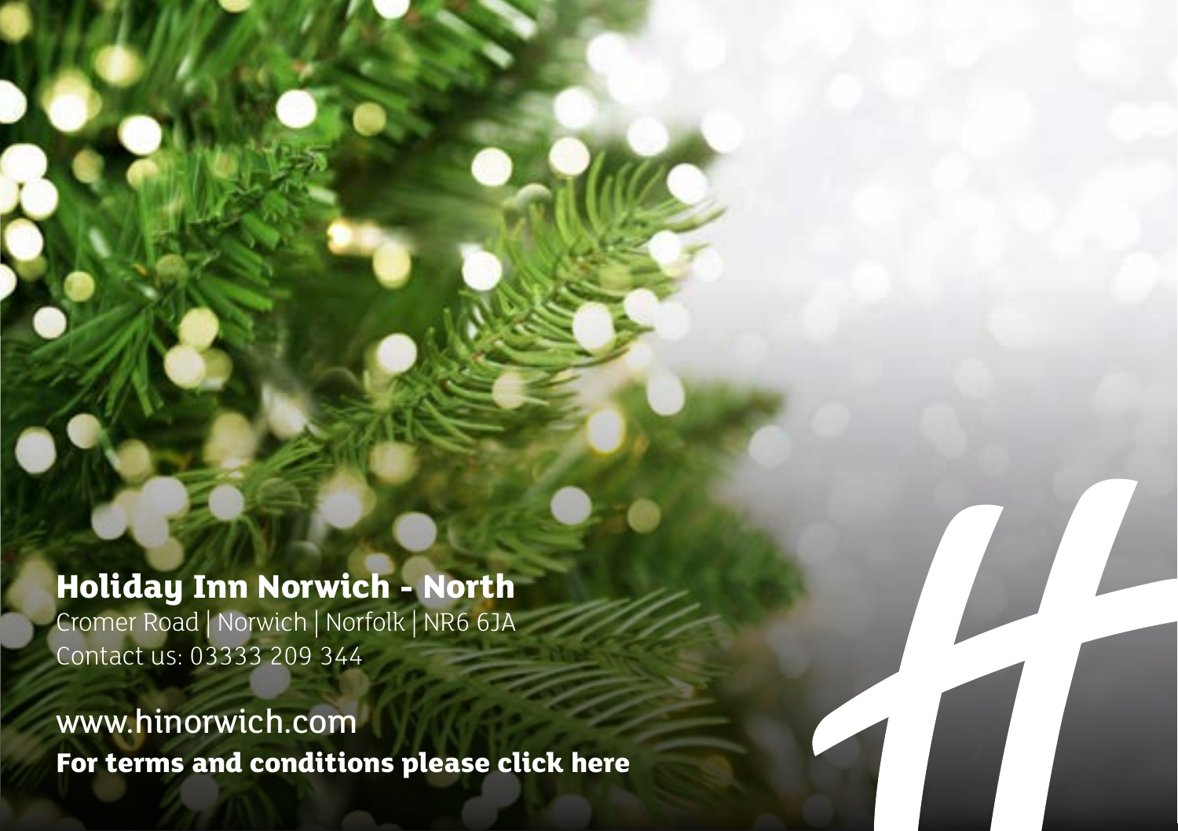**Holiday Inn Norwich - North**

Cromer Road | Norwich | Norfolk | NR6 6JA

Contact us: 03333 209 344

www.hinorwich.com

**For terms and conditions please click here**